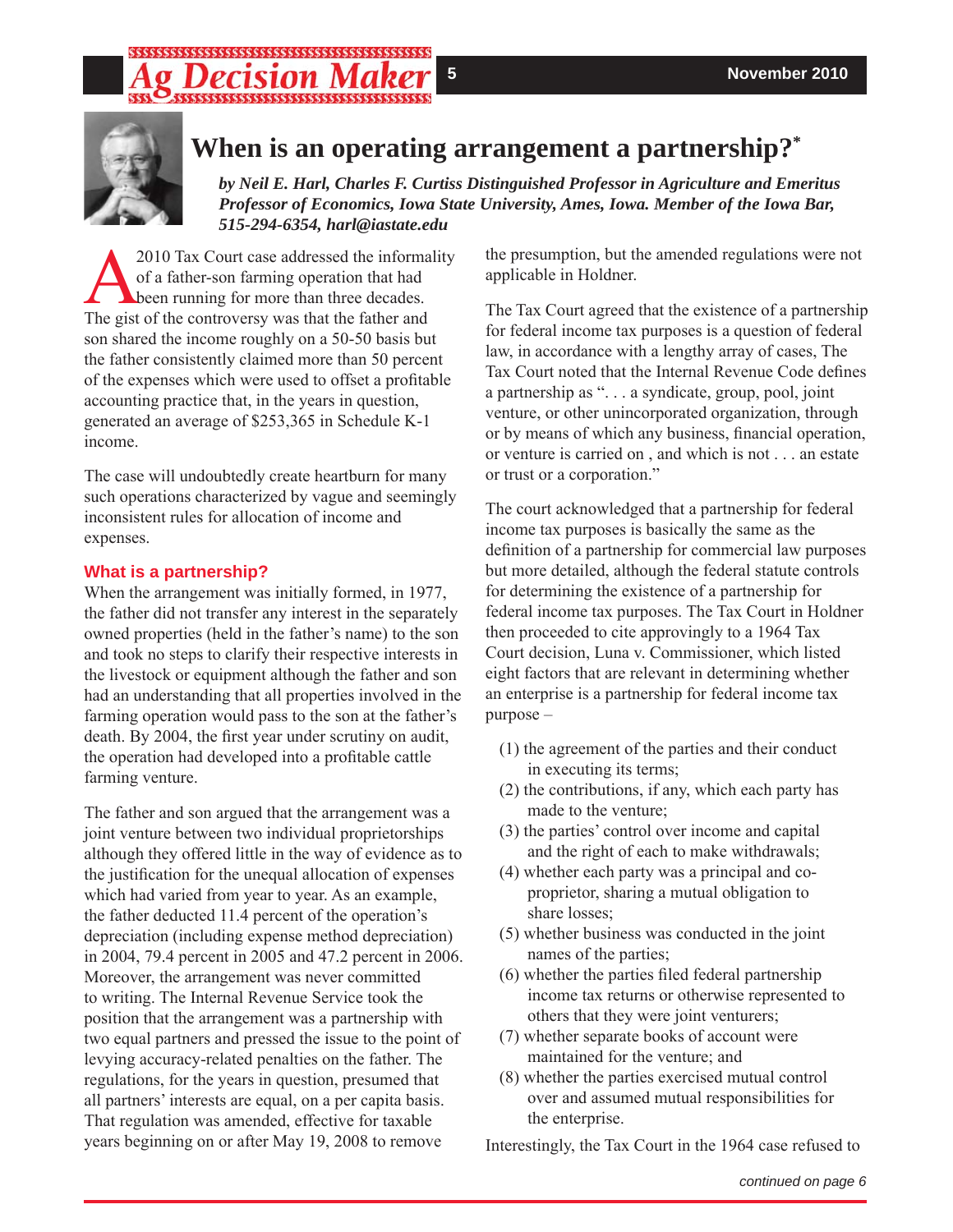# When is an operating arrangement a partnership?*

*by Neil E. Harl, Charles F. Curtiss Distinguished Professor in Agriculture and Emeritus Professor of Economics, Iowa State University, Ames, Iowa. Member of the Iowa Bar, 515-294-6354, harl@iastate.edu*

A 2010 Tax Court case addressed the informality of a father-son farming operation that had been running for more than three decades. The gist of the controversy was that the father and son shared the income roughly on a 50-50 basis but the father consistently claimed more than 50 percent of the expenses which were used to offset a profitable accounting practice that, in the years in question, generated an average of $253,365 in Schedule K-1 income.

The case will undoubtedly create heartburn for many such operations characterized by vague and seemingly inconsistent rules for allocation of income and expenses.

### What is a partnership?

When the arrangement was initially formed, in 1977, the father did not transfer any interest in the separately owned properties (held in the father's name) to the son and took no steps to clarify their respective interests in the livestock or equipment although the father and son had an understanding that all properties involved in the farming operation would pass to the son at the father's death. By 2004, the first year under scrutiny on audit, the operation had developed into a profitable cattle farming venture.

The father and son argued that the arrangement was a joint venture between two individual proprietorships although they offered little in the way of evidence as to the justification for the unequal allocation of expenses which had varied from year to year. As an example, the father deducted 11.4 percent of the operation's depreciation (including expense method depreciation) in 2004, 79.4 percent in 2005 and 47.2 percent in 2006. Moreover, the arrangement was never committed to writing. The Internal Revenue Service took the position that the arrangement was a partnership with two equal partners and pressed the issue to the point of levying accuracy-related penalties on the father. The regulations, for the years in question, presumed that all partners' interests are equal, on a per capita basis. That regulation was amended, effective for taxable years beginning on or after May 19, 2008 to remove the presumption, but the amended regulations were not applicable in Holdner.

The Tax Court agreed that the existence of a partnership for federal income tax purposes is a question of federal law, in accordance with a lengthy array of cases, The Tax Court noted that the Internal Revenue Code defines a partnership as ". . . a syndicate, group, pool, joint venture, or other unincorporated organization, through or by means of which any business, financial operation, or venture is carried on , and which is not . . . an estate or trust or a corporation."

The court acknowledged that a partnership for federal income tax purposes is basically the same as the definition of a partnership for commercial law purposes but more detailed, although the federal statute controls for determining the existence of a partnership for federal income tax purposes. The Tax Court in Holdner then proceeded to cite approvingly to a 1964 Tax Court decision, Luna v. Commissioner, which listed eight factors that are relevant in determining whether an enterprise is a partnership for federal income tax purpose –

(1) the agreement of the parties and their conduct in executing its terms;
(2) the contributions, if any, which each party has made to the venture;
(3) the parties' control over income and capital and the right of each to make withdrawals;
(4) whether each party was a principal and co-proprietor, sharing a mutual obligation to share losses;
(5) whether business was conducted in the joint names of the parties;
(6) whether the parties filed federal partnership income tax returns or otherwise represented to others that they were joint venturers;
(7) whether separate books of account were maintained for the venture; and
(8) whether the parties exercised mutual control over and assumed mutual responsibilities for the enterprise.

Interestingly, the Tax Court in the 1964 case refused to

*continued on page 6*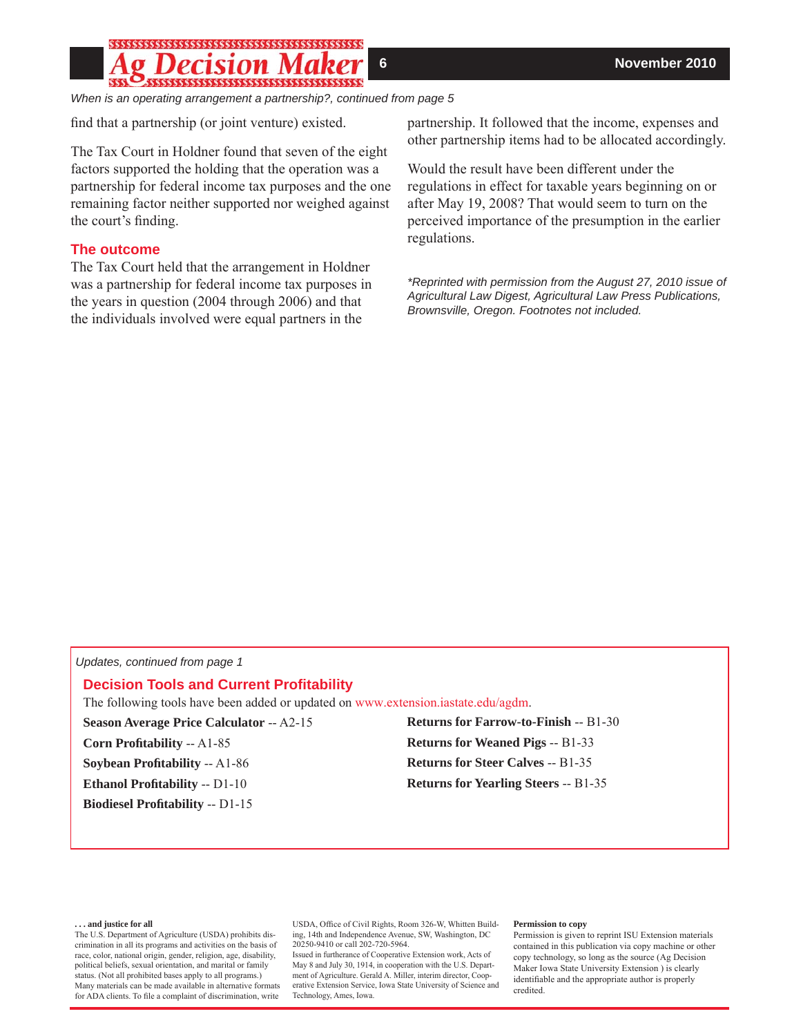*When is an operating arrangement a partnership?, continued from page 5*

find that a partnership (or joint venture) existed.

The Tax Court in Holdner found that seven of the eight factors supported the holding that the operation was a partnership for federal income tax purposes and the one remaining factor neither supported nor weighed against the court's finding.

### The outcome

The Tax Court held that the arrangement in Holdner was a partnership for federal income tax purposes in the years in question (2004 through 2006) and that the individuals involved were equal partners in the partnership. It followed that the income, expenses and other partnership items had to be allocated accordingly.

Would the result have been different under the regulations in effect for taxable years beginning on or after May 19, 2008? That would seem to turn on the perceived importance of the presumption in the earlier regulations.

*\*Reprinted with permission from the August 27, 2010 issue of Agricultural Law Digest, Agricultural Law Press Publications, Brownsville, Oregon. Footnotes not included.*

*Updates, continued from page 1*

### Decision Tools and Current Profitability

The following tools have been added or updated on www.extension.iastate.edu/agdm.

**Season Average Price Calculator** -- A2-15

**Corn Profitability** -- A1-85

**Soybean Profitability** -- A1-86

**Ethanol Profitability** -- D1-10

**Biodiesel Profitability** -- D1-15

**Returns for Farrow-to-Finish** -- B1-30

**Returns for Weaned Pigs** -- B1-33

**Returns for Steer Calves** -- B1-35

**Returns for Yearling Steers** -- B1-35

**. . . and justice for all**
The U.S. Department of Agriculture (USDA) prohibits discrimination in all its programs and activities on the basis of race, color, national origin, gender, religion, age, disability, political beliefs, sexual orientation, and marital or family status. (Not all prohibited bases apply to all programs.) Many materials can be made available in alternative formats for ADA clients. To file a complaint of discrimination, write USDA, Office of Civil Rights, Room 326-W, Whitten Building, 14th and Independence Avenue, SW, Washington, DC 20250-9410 or call 202-720-5964.
Issued in furtherance of Cooperative Extension work, Acts of May 8 and July 30, 1914, in cooperation with the U.S. Department of Agriculture. Gerald A. Miller, interim director, Cooperative Extension Service, Iowa State University of Science and Technology, Ames, Iowa.

**Permission to copy**
Permission is given to reprint ISU Extension materials contained in this publication via copy machine or other copy technology, so long as the source (Ag Decision Maker Iowa State University Extension ) is clearly identifiable and the appropriate author is properly credited.